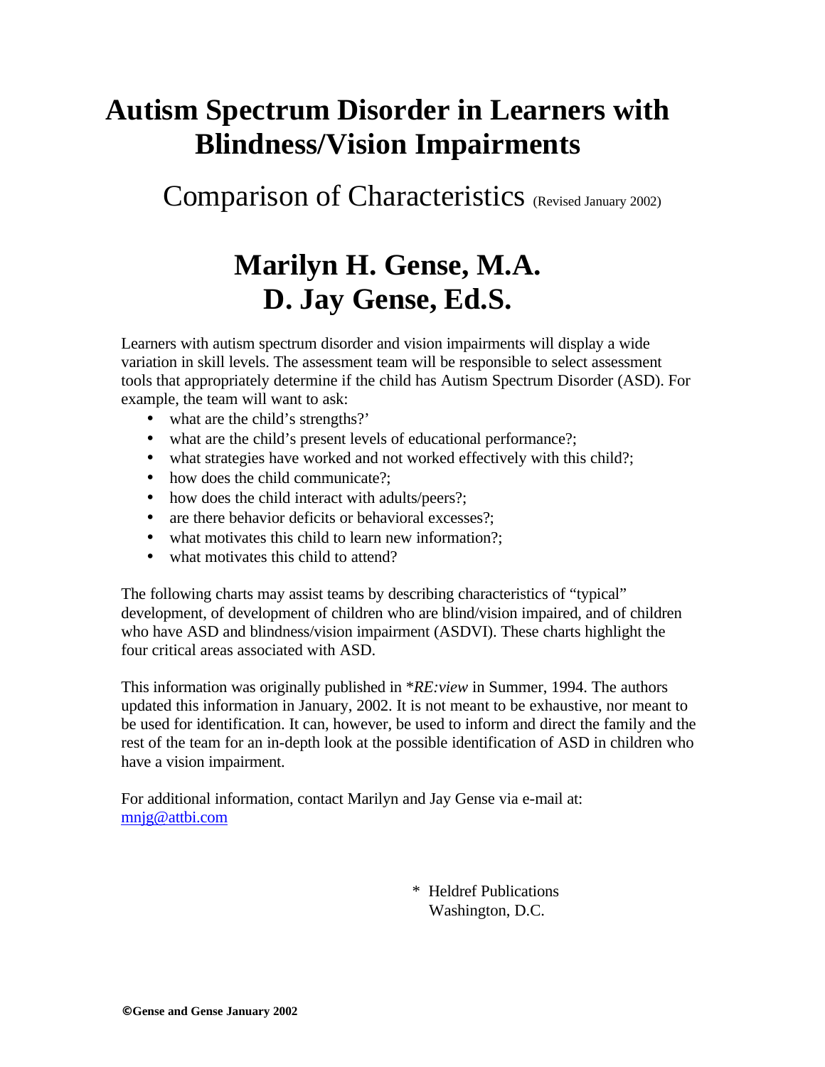# Autism Spectrum Disorder in Learners with Blindness/Vision Impairments

## Comparison of Characteristics (Revised January 2002)

## Marilyn H. Gense, M.A.
## D. Jay Gense, Ed.S.

Learners with autism spectrum disorder and vision impairments will display a wide variation in skill levels. The assessment team will be responsible to select assessment tools that appropriately determine if the child has Autism Spectrum Disorder (ASD). For example, the team will want to ask:

- what are the child's strengths?'
- what are the child's present levels of educational performance?;
- what strategies have worked and not worked effectively with this child?;
- how does the child communicate?;
- how does the child interact with adults/peers?;
- are there behavior deficits or behavioral excesses?;
- what motivates this child to learn new information?;
- what motivates this child to attend?

The following charts may assist teams by describing characteristics of "typical" development, of development of children who are blind/vision impaired, and of children who have ASD and blindness/vision impairment (ASDVI). These charts highlight the four critical areas associated with ASD.

This information was originally published in **RE:view* in Summer, 1994. The authors updated this information in January, 2002. It is not meant to be exhaustive, nor meant to be used for identification. It can, however, be used to inform and direct the family and the rest of the team for an in-depth look at the possible identification of ASD in children who have a vision impairment.

For additional information, contact Marilyn and Jay Gense via e-mail at: mnjg@attbi.com

\* Heldref Publications
Washington, D.C.

**©Gense and Gense January 2002**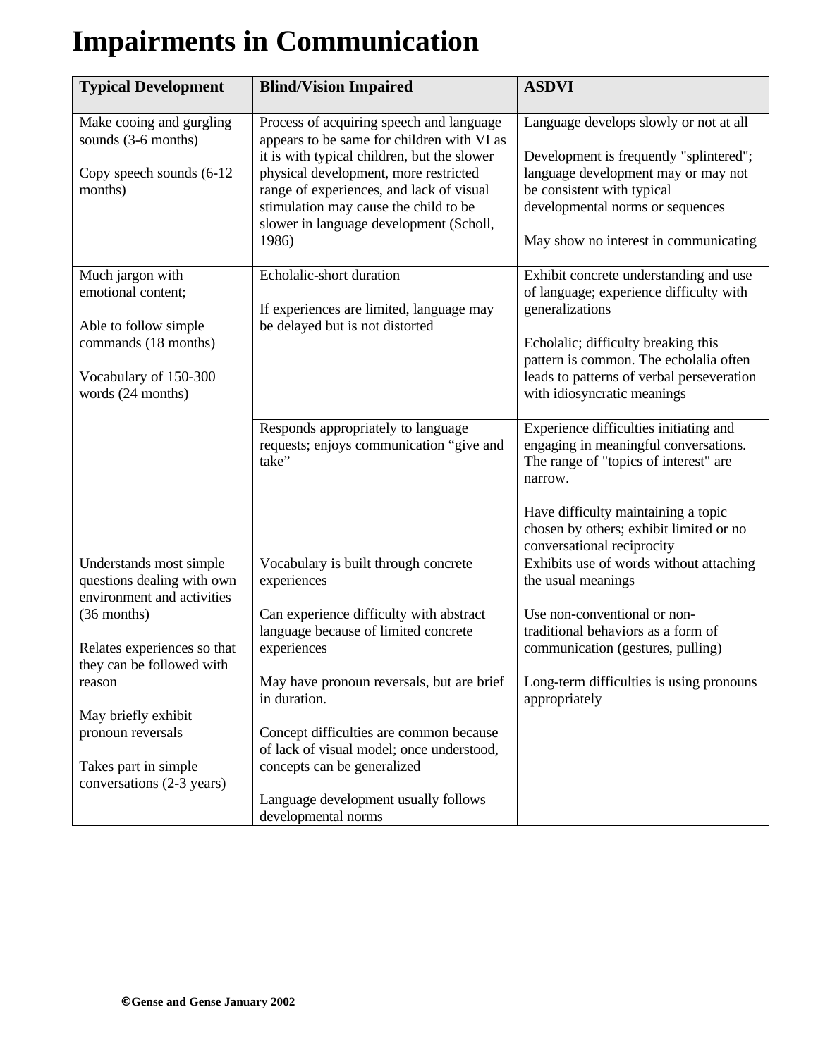# Impairments in Communication

| Typical Development | Blind/Vision Impaired | ASDVI |
|---|---|---|
| Make cooing and gurgling sounds (3-6 months)<br><br>Copy speech sounds (6-12 months) | Process of acquiring speech and language appears to be same for children with VI as it is with typical children, but the slower physical development, more restricted range of experiences, and lack of visual stimulation may cause the child to be slower in language development (Scholl, 1986) | Language develops slowly or not at all<br><br>Development is frequently "splintered"; language development may or may not be consistent with typical developmental norms or sequences<br><br>May show no interest in communicating |
| Much jargon with emotional content;<br><br>Able to follow simple commands (18 months)<br><br>Vocabulary of 150-300 words (24 months) | Echolalic-short duration<br><br>If experiences are limited, language may be delayed but is not distorted | Exhibit concrete understanding and use of language; experience difficulty with generalizations<br><br>Echolalic; difficulty breaking this pattern is common. The echolalia often leads to patterns of verbal perseveration with idiosyncratic meanings |
| | Responds appropriately to language requests; enjoys communication "give and take" | Experience difficulties initiating and engaging in meaningful conversations. The range of "topics of interest" are narrow.<br><br>Have difficulty maintaining a topic chosen by others; exhibit limited or no conversational reciprocity |
| Understands most simple questions dealing with own environment and activities (36 months)<br><br>Relates experiences so that they can be followed with reason<br><br>May briefly exhibit pronoun reversals<br><br>Takes part in simple conversations (2-3 years) | Vocabulary is built through concrete experiences<br><br>Can experience difficulty with abstract language because of limited concrete experiences<br><br>May have pronoun reversals, but are brief in duration.<br><br>Concept difficulties are common because of lack of visual model; once understood, concepts can be generalized<br><br>Language development usually follows developmental norms | Exhibits use of words without attaching the usual meanings<br><br>Use non-conventional or non-traditional behaviors as a form of communication (gestures, pulling)<br><br>Long-term difficulties is using pronouns appropriately |

**©Gense and Gense January 2002**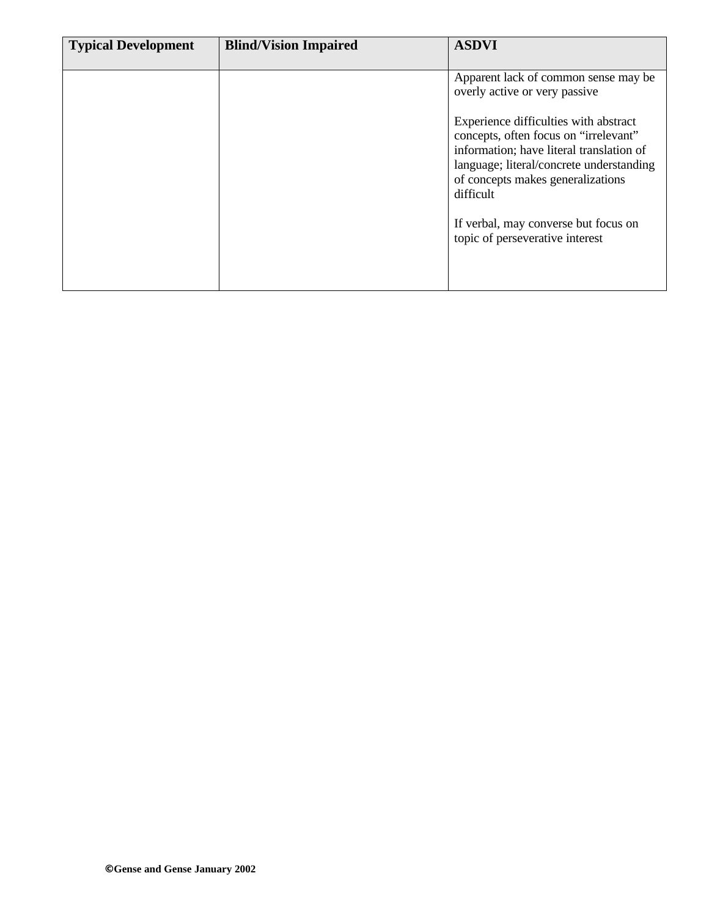| Typical Development | Blind/Vision Impaired | ASDVI |
|---|---|---|
| | | Apparent lack of common sense may be overly active or very passive<br><br>Experience difficulties with abstract concepts, often focus on “irrelevant” information; have literal translation of language; literal/concrete understanding of concepts makes generalizations difficult<br><br>If verbal, may converse but focus on topic of perseverative interest |

**©Gense and Gense January 2002**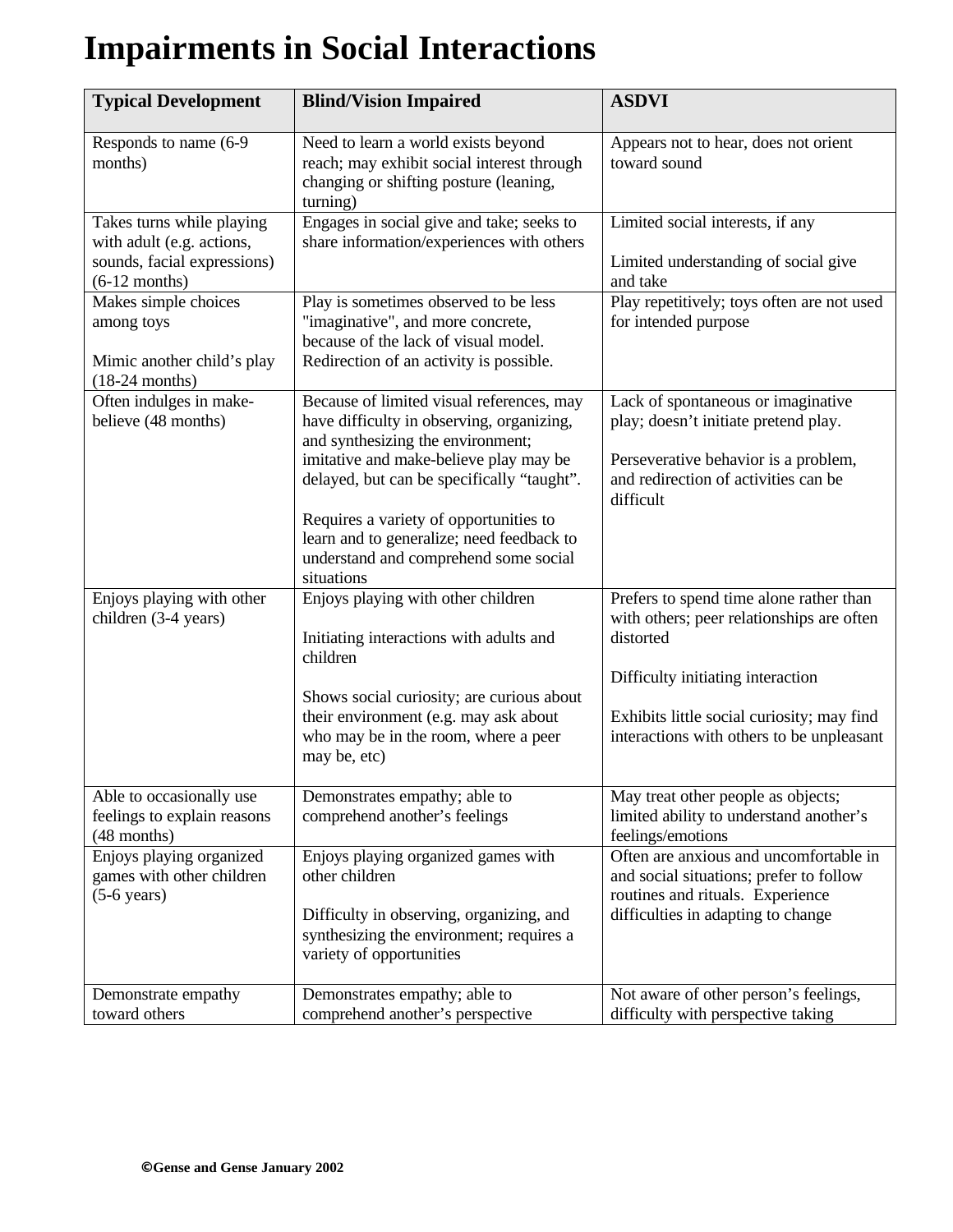# Impairments in Social Interactions

| Typical Development | Blind/Vision Impaired | ASDVI |
|---|---|---|
| Responds to name (6-9 months) | Need to learn a world exists beyond reach; may exhibit social interest through changing or shifting posture (leaning, turning) | Appears not to hear, does not orient toward sound |
| Takes turns while playing with adult (e.g. actions, sounds, facial expressions) (6-12 months) | Engages in social give and take; seeks to share information/experiences with others | Limited social interests, if any<br><br>Limited understanding of social give and take |
| Makes simple choices among toys<br><br>Mimic another child's play (18-24 months) | Play is sometimes observed to be less "imaginative", and more concrete, because of the lack of visual model. Redirection of an activity is possible. | Play repetitively; toys often are not used for intended purpose |
| Often indulges in make-believe (48 months) | Because of limited visual references, may have difficulty in observing, organizing, and synthesizing the environment; imitative and make-believe play may be delayed, but can be specifically "taught".<br><br>Requires a variety of opportunities to learn and to generalize; need feedback to understand and comprehend some social situations | Lack of spontaneous or imaginative play; doesn't initiate pretend play.<br><br>Perseverative behavior is a problem, and redirection of activities can be difficult |
| Enjoys playing with other children (3-4 years) | Enjoys playing with other children<br><br>Initiating interactions with adults and children<br><br>Shows social curiosity; are curious about their environment (e.g. may ask about who may be in the room, where a peer may be, etc) | Prefers to spend time alone rather than with others; peer relationships are often distorted<br><br>Difficulty initiating interaction<br><br>Exhibits little social curiosity; may find interactions with others to be unpleasant |
| Able to occasionally use feelings to explain reasons (48 months) | Demonstrates empathy; able to comprehend another's feelings | May treat other people as objects; limited ability to understand another's feelings/emotions |
| Enjoys playing organized games with other children (5-6 years) | Enjoys playing organized games with other children<br><br>Difficulty in observing, organizing, and synthesizing the environment; requires a variety of opportunities | Often are anxious and uncomfortable in and social situations; prefer to follow routines and rituals. Experience difficulties in adapting to change |
| Demonstrate empathy toward others | Demonstrates empathy; able to comprehend another's perspective | Not aware of other person's feelings, difficulty with perspective taking |

**©Gense and Gense January 2002**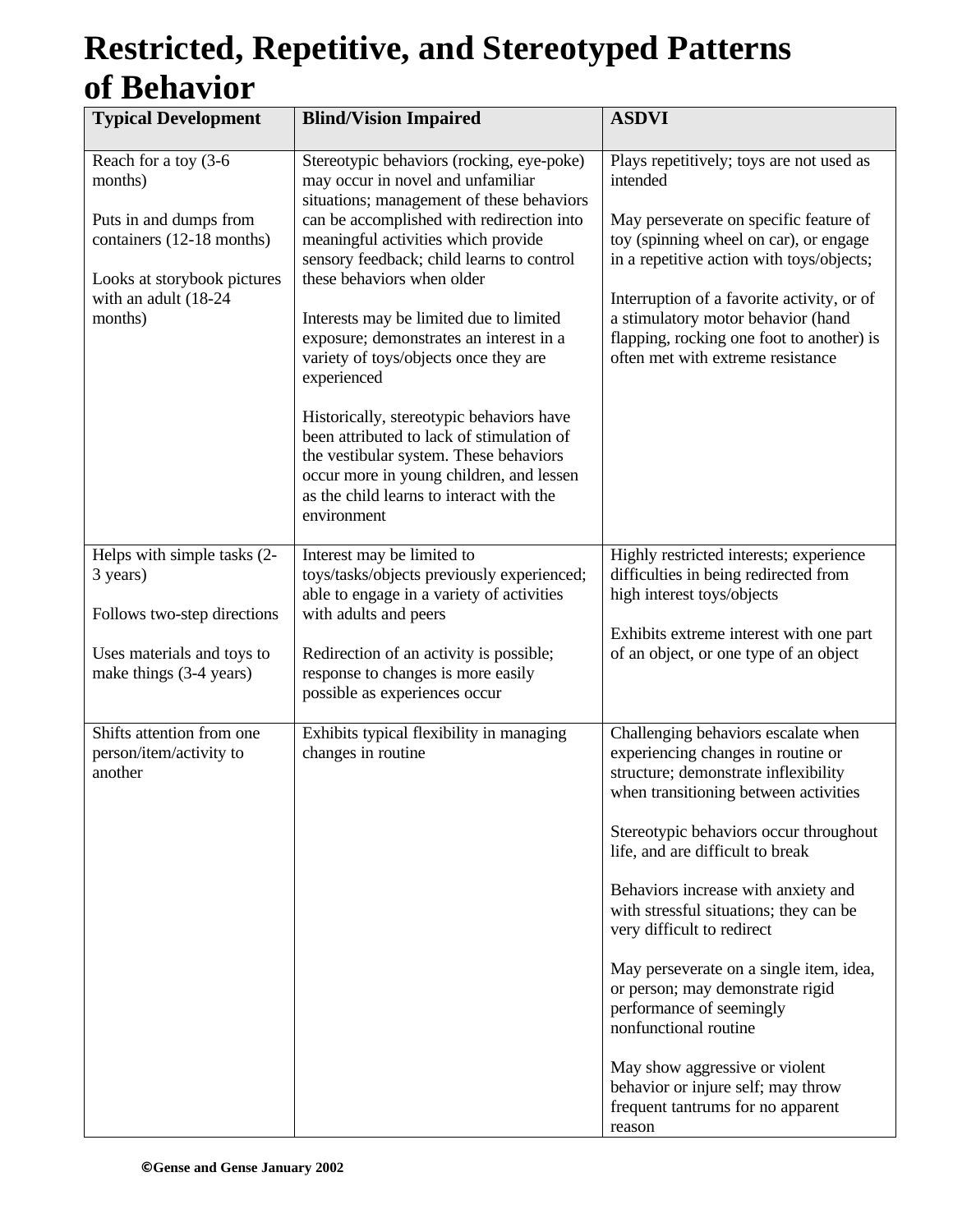# Restricted, Repetitive, and Stereotyped Patterns of Behavior

| Typical Development | Blind/Vision Impaired | ASDVI |
|---|---|---|
| Reach for a toy (3-6 months)<br><br>Puts in and dumps from containers (12-18 months)<br><br>Looks at storybook pictures with an adult (18-24 months) | Stereotypic behaviors (rocking, eye-poke) may occur in novel and unfamiliar situations; management of these behaviors can be accomplished with redirection into meaningful activities which provide sensory feedback; child learns to control these behaviors when older<br><br>Interests may be limited due to limited exposure; demonstrates an interest in a variety of toys/objects once they are experienced<br><br>Historically, stereotypic behaviors have been attributed to lack of stimulation of the vestibular system. These behaviors occur more in young children, and lessen as the child learns to interact with the environment | Plays repetitively; toys are not used as intended<br><br>May perseverate on specific feature of toy (spinning wheel on car), or engage in a repetitive action with toys/objects;<br><br>Interruption of a favorite activity, or of a stimulatory motor behavior (hand flapping, rocking one foot to another) is often met with extreme resistance |
| Helps with simple tasks (2-3 years)<br><br>Follows two-step directions<br><br>Uses materials and toys to make things (3-4 years) | Interest may be limited to toys/tasks/objects previously experienced; able to engage in a variety of activities with adults and peers<br><br>Redirection of an activity is possible; response to changes is more easily possible as experiences occur | Highly restricted interests; experience difficulties in being redirected from high interest toys/objects<br><br>Exhibits extreme interest with one part of an object, or one type of an object |
| Shifts attention from one person/item/activity to another | Exhibits typical flexibility in managing changes in routine | Challenging behaviors escalate when experiencing changes in routine or structure; demonstrate inflexibility when transitioning between activities<br><br>Stereotypic behaviors occur throughout life, and are difficult to break<br><br>Behaviors increase with anxiety and with stressful situations; they can be very difficult to redirect<br><br>May perseverate on a single item, idea, or person; may demonstrate rigid performance of seemingly nonfunctional routine<br><br>May show aggressive or violent behavior or injure self; may throw frequent tantrums for no apparent reason |

**©Gense and Gense January 2002**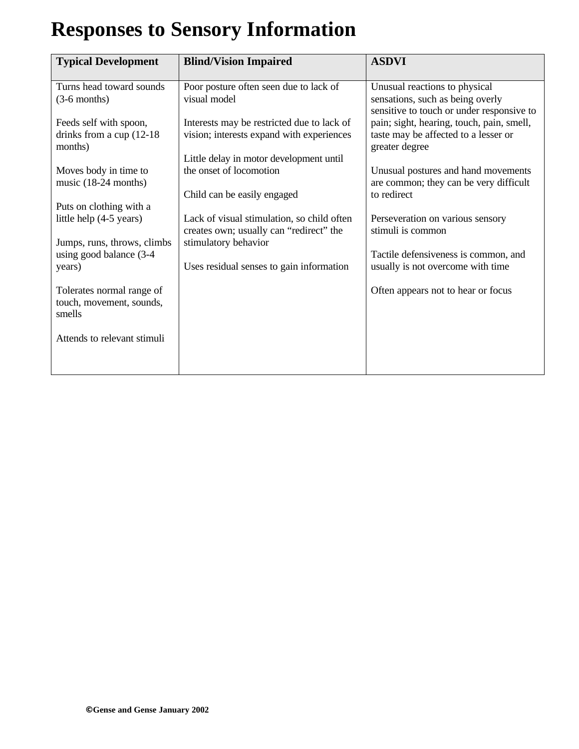# Responses to Sensory Information

| Typical Development | Blind/Vision Impaired | ASDVI |
|---|---|---|
| Turns head toward sounds (3-6 months)<br><br>Feeds self with spoon, drinks from a cup (12-18 months)<br><br>Moves body in time to music (18-24 months)<br><br>Puts on clothing with a little help (4-5 years)<br><br>Jumps, runs, throws, climbs using good balance (3-4 years)<br><br>Tolerates normal range of touch, movement, sounds, smells<br><br>Attends to relevant stimuli | Poor posture often seen due to lack of visual model<br><br>Interests may be restricted due to lack of vision; interests expand with experiences<br><br>Little delay in motor development until the onset of locomotion<br><br>Child can be easily engaged<br><br>Lack of visual stimulation, so child often creates own; usually can "redirect" the stimulatory behavior<br><br>Uses residual senses to gain information | Unusual reactions to physical sensations, such as being overly sensitive to touch or under responsive to pain; sight, hearing, touch, pain, smell, taste may be affected to a lesser or greater degree<br><br>Unusual postures and hand movements are common; they can be very difficult to redirect<br><br>Perseveration on various sensory stimuli is common<br><br>Tactile defensiveness is common, and usually is not overcome with time<br><br>Often appears not to hear or focus |

**©Gense and Gense January 2002**